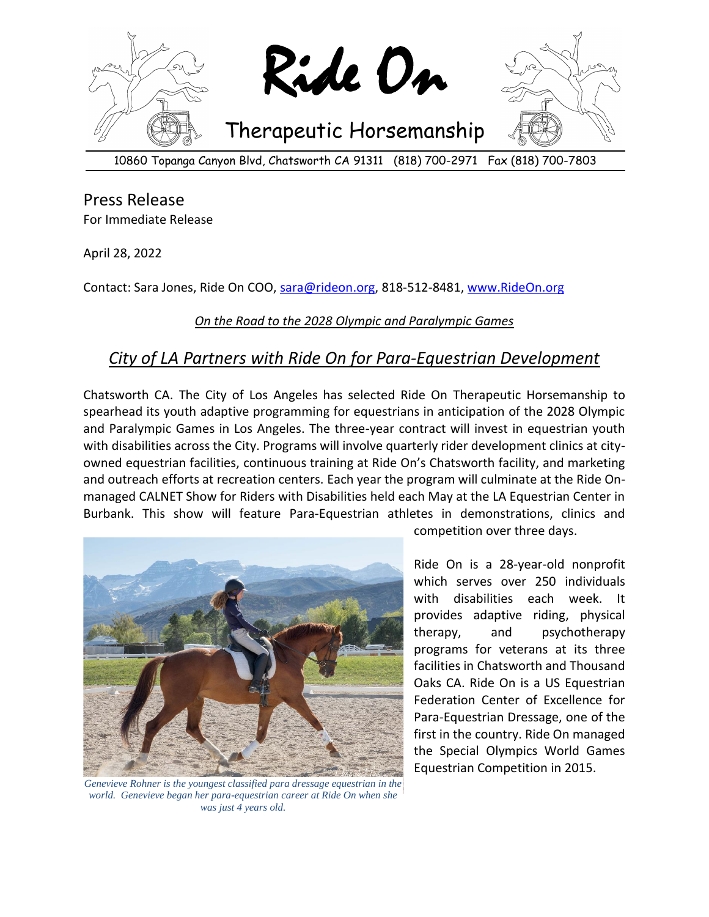# Ride On

## Therapeutic Horsemanship

10860 Topanga Canyon Blvd, Chatsworth CA 91311 (818) 700-2971 Fax (818) 700-7803

## Press Release

For Immediate Release

April 28, 2022

Contact: Sara Jones, Ride On COO, sara@rideon.org, 818-512-8481, www.RideOn.org

*On the Road to the 2028 Olympic and Paralympic Games*

## *City of LA Partners with Ride On for Para-Equestrian Development*

Chatsworth CA. The City of Los Angeles has selected Ride On Therapeutic Horsemanship to spearhead its youth adaptive programming for equestrians in anticipation of the 2028 Olympic and Paralympic Games in Los Angeles. The three-year contract will invest in equestrian youth with disabilities across the City. Programs will involve quarterly rider development clinics at city-owned equestrian facilities, continuous training at Ride On's Chatsworth facility, and marketing and outreach efforts at recreation centers. Each year the program will culminate at the Ride On-managed CALNET Show for Riders with Disabilities held each May at the LA Equestrian Center in Burbank. This show will feature Para-Equestrian athletes in demonstrations, clinics and competition over three days.

Ride On is a 28-year-old nonprofit which serves over 250 individuals with disabilities each week. It provides adaptive riding, physical therapy, and psychotherapy programs for veterans at its three facilities in Chatsworth and Thousand Oaks CA. Ride On is a US Equestrian Federation Center of Excellence for Para-Equestrian Dressage, one of the first in the country. Ride On managed the Special Olympics World Games Equestrian Competition in 2015.

*Genevieve Rohner is the youngest classified para dressage equestrian in the world. Genevieve began her para-equestrian career at Ride On when she was just 4 years old.*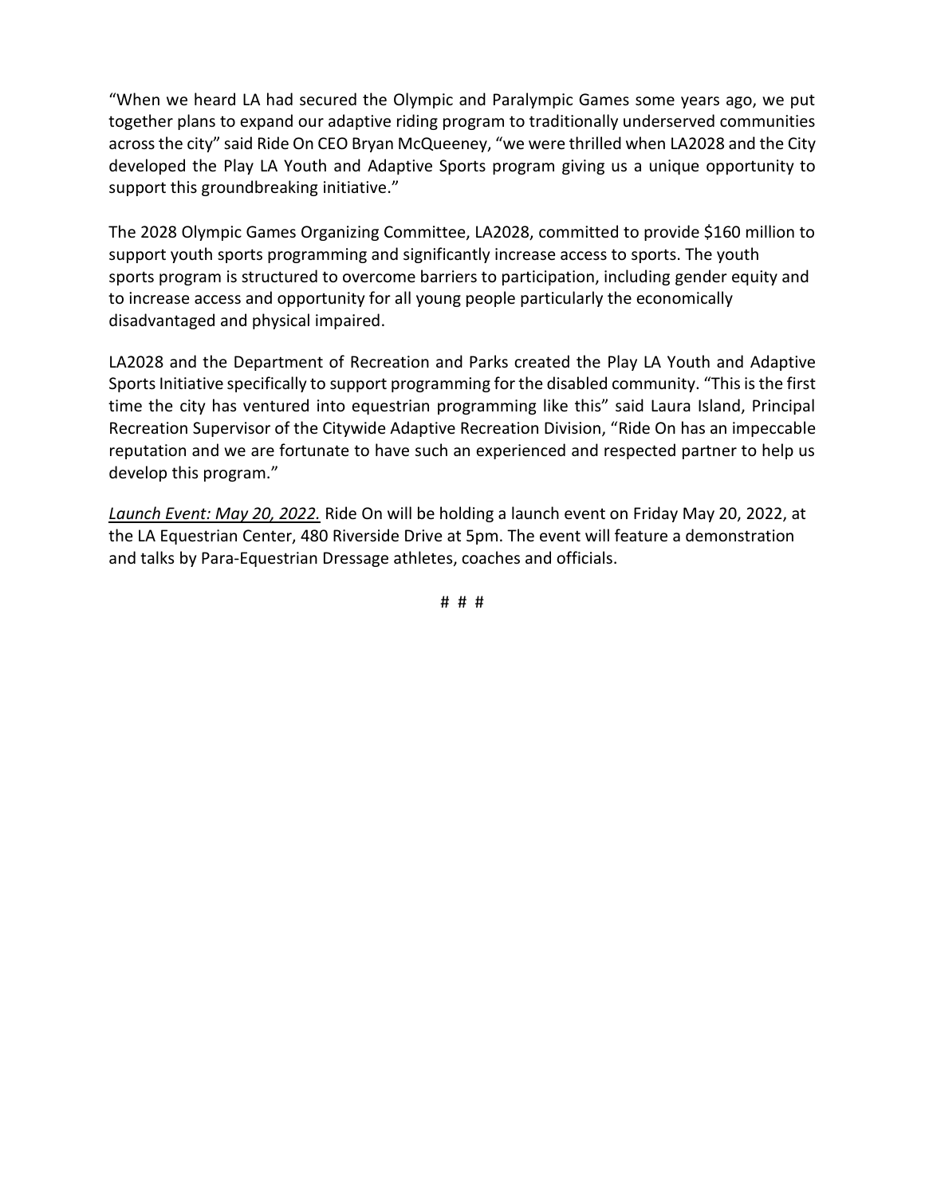"When we heard LA had secured the Olympic and Paralympic Games some years ago, we put together plans to expand our adaptive riding program to traditionally underserved communities across the city" said Ride On CEO Bryan McQueeney, "we were thrilled when LA2028 and the City developed the Play LA Youth and Adaptive Sports program giving us a unique opportunity to support this groundbreaking initiative."

The 2028 Olympic Games Organizing Committee, LA2028, committed to provide $160 million to support youth sports programming and significantly increase access to sports. The youth sports program is structured to overcome barriers to participation, including gender equity and to increase access and opportunity for all young people particularly the economically disadvantaged and physical impaired.

LA2028 and the Department of Recreation and Parks created the Play LA Youth and Adaptive Sports Initiative specifically to support programming for the disabled community. "This is the first time the city has ventured into equestrian programming like this" said Laura Island, Principal Recreation Supervisor of the Citywide Adaptive Recreation Division, "Ride On has an impeccable reputation and we are fortunate to have such an experienced and respected partner to help us develop this program."

*Launch Event: May 20, 2022.* Ride On will be holding a launch event on Friday May 20, 2022, at the LA Equestrian Center, 480 Riverside Drive at 5pm. The event will feature a demonstration and talks by Para-Equestrian Dressage athletes, coaches and officials.

# # #